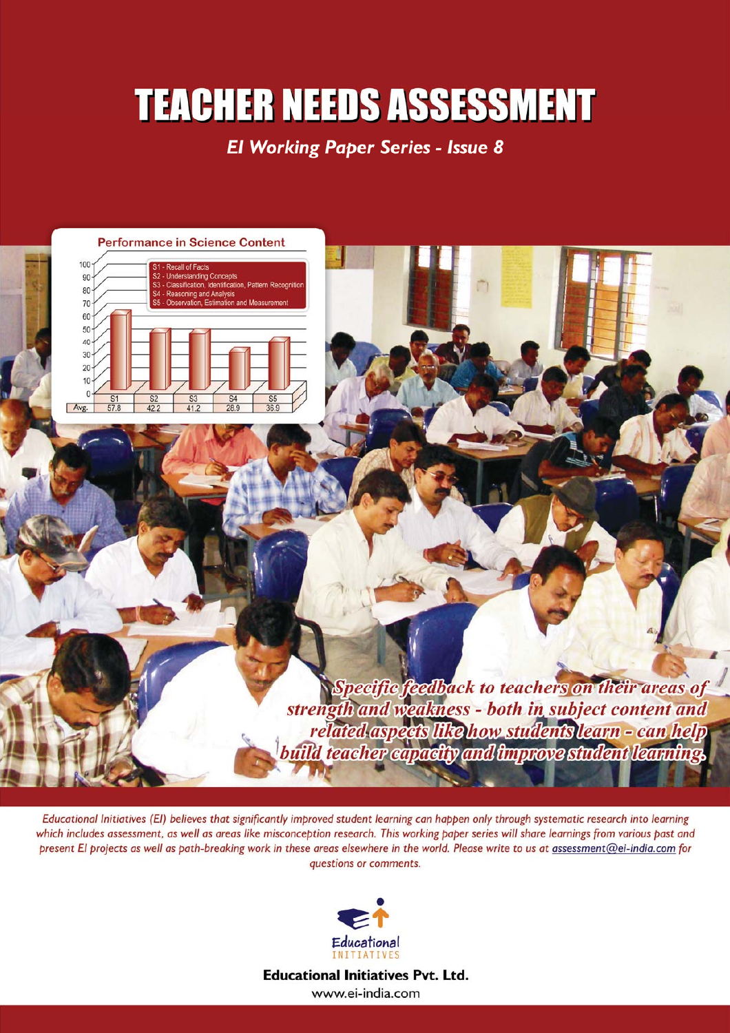# TEACHER NEEDS ASSESSMENT

*EI Working Paper Series - Issue 8*

**Performance in Science Content**

- S1 - Recall of Facts
- S2 - Understanding Concepts
- S3 - Classification, Identification, Pattern Recognition
- S4 - Reasoning and Analysis
- S5 - Observation, Estimation and Measurement

| | S1 | S2 | S3 | S4 | S5 |
|---|---|---|---|---|---|
| Avg. | 57.8 | 42.2 | 41.2 | 28.9 | 36.9 |

*Specific feedback to teachers on their areas of strength and weakness - both in subject content and related aspects like how students learn - can help build teacher capacity and improve student learning.*

*Educational Initiatives (EI) believes that significantly improved student learning can happen only through systematic research into learning which includes assessment, as well as areas like misconception research. This working paper series will share learnings from various past and present EI projects as well as path-breaking work in these areas elsewhere in the world. Please write to us at assessment@ei-india.com for questions or comments.*

Educational INITIATIVES

**Educational Initiatives Pvt. Ltd.**

www.ei-india.com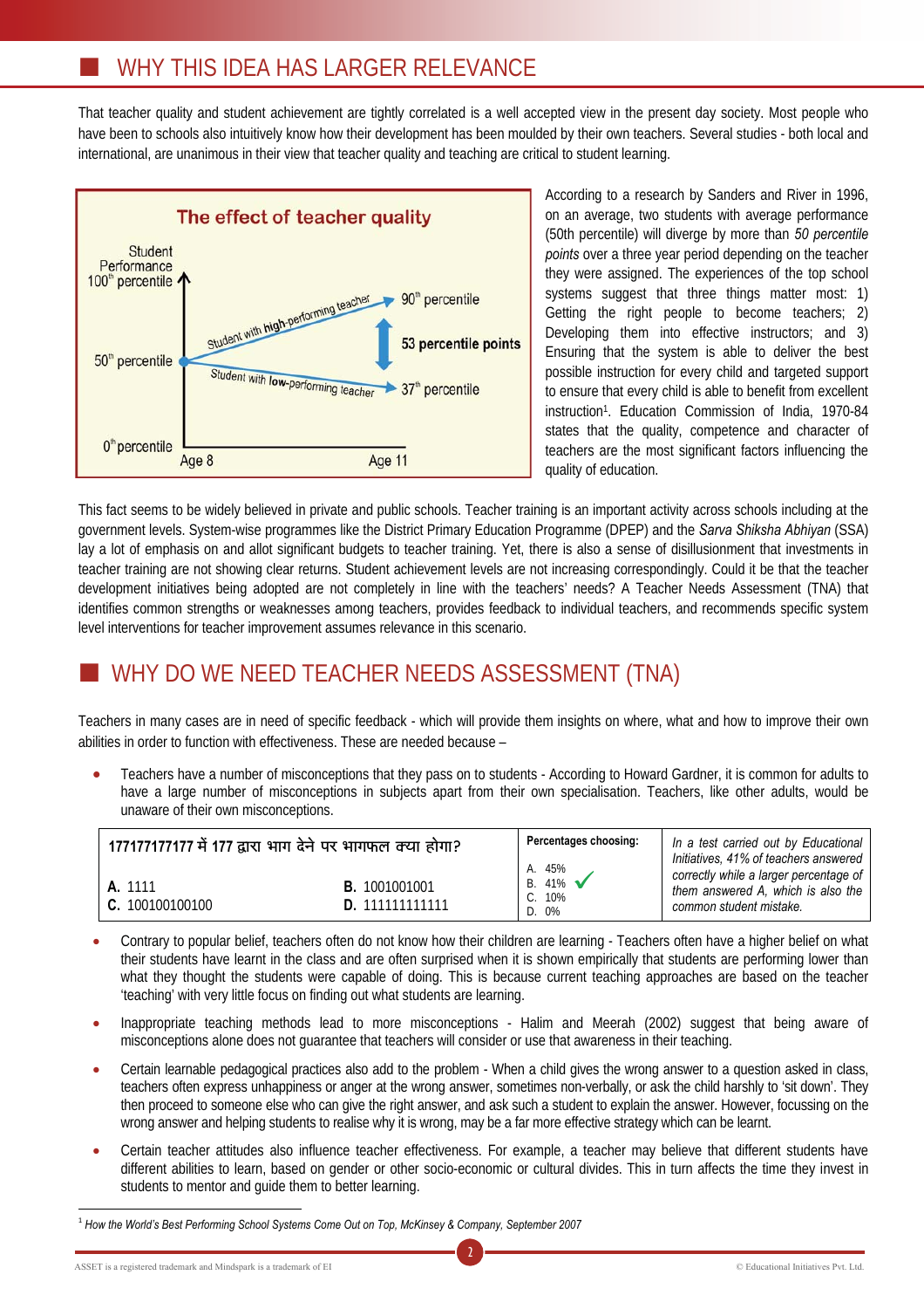## WHY THIS IDEA HAS LARGER RELEVANCE

That teacher quality and student achievement are tightly correlated is a well accepted view in the present day society. Most people who have been to schools also intuitively know how their development has been moulded by their own teachers. Several studies - both local and international, are unanimous in their view that teacher quality and teaching are critical to student learning.

**The effect of teacher quality**

Student Performance 100th percentile — Student with **high-performing** teacher → 90th percentile

50th percentile — **53 percentile points**

Student with **low-performing** teacher → 37th percentile

0th percentile — Age 8 — Age 11

According to a research by Sanders and River in 1996, on an average, two students with average performance (50th percentile) will diverge by more than *50 percentile points* over a three year period depending on the teacher they were assigned. The experiences of the top school systems suggest that three things matter most: 1) Getting the right people to become teachers; 2) Developing them into effective instructors; and 3) Ensuring that the system is able to deliver the best possible instruction for every child and targeted support to ensure that every child is able to benefit from excellent instruction[1]. Education Commission of India, 1970-84 states that the quality, competence and character of teachers are the most significant factors influencing the quality of education.

This fact seems to be widely believed in private and public schools. Teacher training is an important activity across schools including at the government levels. System-wise programmes like the District Primary Education Programme (DPEP) and the *Sarva Shiksha Abhiyan* (SSA) lay a lot of emphasis on and allot significant budgets to teacher training. Yet, there is also a sense of disillusionment that investments in teacher training are not showing clear returns. Student achievement levels are not increasing correspondingly. Could it be that the teacher development initiatives being adopted are not completely in line with the teachers' needs? A Teacher Needs Assessment (TNA) that identifies common strengths or weaknesses among teachers, provides feedback to individual teachers, and recommends specific system level interventions for teacher improvement assumes relevance in this scenario.

## WHY DO WE NEED TEACHER NEEDS ASSESSMENT (TNA)

Teachers in many cases are in need of specific feedback - which will provide them insights on where, what and how to improve their own abilities in order to function with effectiveness. These are needed because –

- Teachers have a number of misconceptions that they pass on to students - According to Howard Gardner, it is common for adults to have a large number of misconceptions in subjects apart from their own specialisation. Teachers, like other adults, would be unaware of their own misconceptions.

| 177177177177 में 177 द्वारा भाग देने पर भागफल क्या होगा? | | Percentages choosing: | |
|---|---|---|---|
| **A.** 1111 | **B.** 1001001001 | A. 45%<br>B. 41% ✓<br>C. 10%<br>D. 0% | *In a test carried out by Educational Initiatives, 41% of teachers answered correctly while a larger percentage of them answered A, which is also the common student mistake.* |
| **C.** 100100100100 | **D.** 111111111111 | | |

- Contrary to popular belief, teachers often do not know how their children are learning - Teachers often have a higher belief on what their students have learnt in the class and are often surprised when it is shown empirically that students are performing lower than what they thought the students were capable of doing. This is because current teaching approaches are based on the teacher 'teaching' with very little focus on finding out what students are learning.

- Inappropriate teaching methods lead to more misconceptions - Halim and Meerah (2002) suggest that being aware of misconceptions alone does not guarantee that teachers will consider or use that awareness in their teaching.

- Certain learnable pedagogical practices also add to the problem - When a child gives the wrong answer to a question asked in class, teachers often express unhappiness or anger at the wrong answer, sometimes non-verbally, or ask the child harshly to 'sit down'. They then proceed to someone else who can give the right answer, and ask such a student to explain the answer. However, focussing on the wrong answer and helping students to realise why it is wrong, may be a far more effective strategy which can be learnt.

- Certain teacher attitudes also influence teacher effectiveness. For example, a teacher may believe that different students have different abilities to learn, based on gender or other socio-economic or cultural divides. This in turn affects the time they invest in students to mentor and guide them to better learning.

---

[1] *How the World's Best Performing School Systems Come Out on Top, McKinsey & Company, September 2007*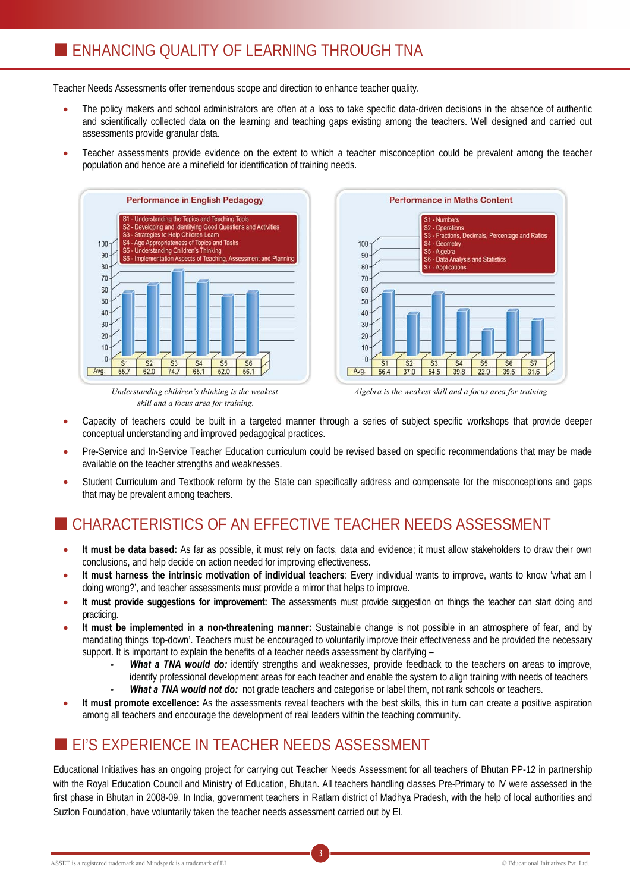## ENHANCING QUALITY OF LEARNING THROUGH TNA

Teacher Needs Assessments offer tremendous scope and direction to enhance teacher quality.

- The policy makers and school administrators are often at a loss to take specific data-driven decisions in the absence of authentic and scientifically collected data on the learning and teaching gaps existing among the teachers. Well designed and carried out assessments provide granular data.
- Teacher assessments provide evidence on the extent to which a teacher misconception could be prevalent among the teacher population and hence are a minefield for identification of training needs.

**Performance in English Pedagogy**

S1 - Understanding the Topics and Teaching Tools
S2 - Developing and Identifying Good Questions and Activities
S3 - Strategies to Help Children Learn
S4 - Age Appropriateness of Topics and Tasks
S5 - Understanding Children's Thinking
S6 - Implementation Aspects of Teaching, Assessment and Planning

| | S1 | S2 | S3 | S4 | S5 | S6 |
|---|---|---|---|---|---|---|
| Avg. | 55.7 | 62.0 | 74.7 | 65.1 | 52.0 | 56.1 |

*Understanding children's thinking is the weakest skill and a focus area for training.*

**Performance in Maths Content**

S1 - Numbers
S2 - Operations
S3 - Fractions, Decimals, Percentage and Ratios
S4 - Geometry
S5 - Algebra
S6 - Data Analysis and Statistics
S7 - Applications

| | S1 | S2 | S3 | S4 | S5 | S6 | S7 |
|---|---|---|---|---|---|---|---|
| Avg. | 56.4 | 37.0 | 54.5 | 39.8 | 22.9 | 39.5 | 31.6 |

*Algebra is the weakest skill and a focus area for training*

- Capacity of teachers could be built in a targeted manner through a series of subject specific workshops that provide deeper conceptual understanding and improved pedagogical practices.
- Pre-Service and In-Service Teacher Education curriculum could be revised based on specific recommendations that may be made available on the teacher strengths and weaknesses.
- Student Curriculum and Textbook reform by the State can specifically address and compensate for the misconceptions and gaps that may be prevalent among teachers.

## CHARACTERISTICS OF AN EFFECTIVE TEACHER NEEDS ASSESSMENT

- **It must be data based:** As far as possible, it must rely on facts, data and evidence; it must allow stakeholders to draw their own conclusions, and help decide on action needed for improving effectiveness.
- **It must harness the intrinsic motivation of individual teachers**: Every individual wants to improve, wants to know 'what am I doing wrong?', and teacher assessments must provide a mirror that helps to improve.
- **It must provide suggestions for improvement:** The assessments must provide suggestion on things the teacher can start doing and practicing.
- **It must be implemented in a non-threatening manner:** Sustainable change is not possible in an atmosphere of fear, and by mandating things 'top-down'. Teachers must be encouraged to voluntarily improve their effectiveness and be provided the necessary support. It is important to explain the benefits of a teacher needs assessment by clarifying –
  - ***What a TNA would do:*** identify strengths and weaknesses, provide feedback to the teachers on areas to improve, identify professional development areas for each teacher and enable the system to align training with needs of teachers
  - ***What a TNA would not do:*** not grade teachers and categorise or label them, not rank schools or teachers.
- **It must promote excellence:** As the assessments reveal teachers with the best skills, this in turn can create a positive aspiration among all teachers and encourage the development of real leaders within the teaching community.

## EI'S EXPERIENCE IN TEACHER NEEDS ASSESSMENT

Educational Initiatives has an ongoing project for carrying out Teacher Needs Assessment for all teachers of Bhutan PP-12 in partnership with the Royal Education Council and Ministry of Education, Bhutan. All teachers handling classes Pre-Primary to IV were assessed in the first phase in Bhutan in 2008-09. In India, government teachers in Ratlam district of Madhya Pradesh, with the help of local authorities and Suzlon Foundation, have voluntarily taken the teacher needs assessment carried out by EI.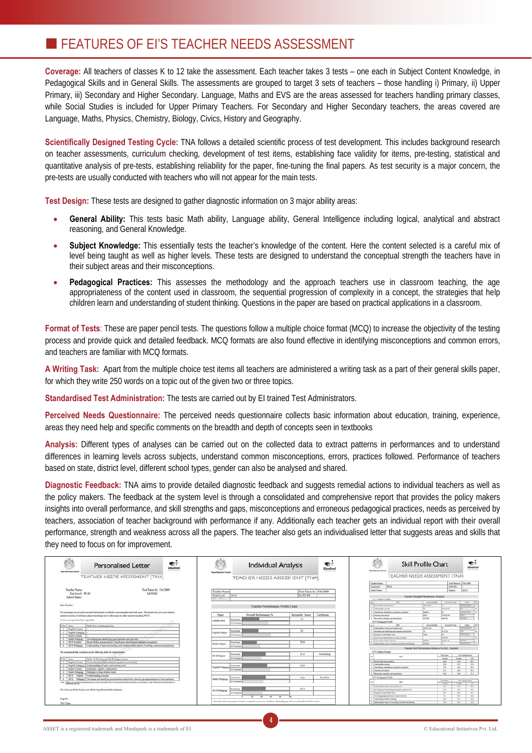## FEATURES OF EI'S TEACHER NEEDS ASSESSMENT

**Coverage:** All teachers of classes K to 12 take the assessment. Each teacher takes 3 tests – one each in Subject Content Knowledge, in Pedagogical Skills and in General Skills. The assessments are grouped to target 3 sets of teachers – those handling i) Primary, ii) Upper Primary, iii) Secondary and Higher Secondary. Language, Maths and EVS are the areas assessed for teachers handling primary classes, while Social Studies is included for Upper Primary Teachers. For Secondary and Higher Secondary teachers, the areas covered are Language, Maths, Physics, Chemistry, Biology, Civics, History and Geography.

**Scientifically Designed Testing Cycle:** TNA follows a detailed scientific process of test development. This includes background research on teacher assessments, curriculum checking, development of test items, establishing face validity for items, pre-testing, statistical and quantitative analysis of pre-tests, establishing reliability for the paper, fine-tuning the final papers. As test security is a major concern, the pre-tests are usually conducted with teachers who will not appear for the main tests.

**Test Design:** These tests are designed to gather diagnostic information on 3 major ability areas:

- **General Ability:** This tests basic Math ability, Language ability, General Intelligence including logical, analytical and abstract reasoning, and General Knowledge.
- **Subject Knowledge:** This essentially tests the teacher's knowledge of the content. Here the content selected is a careful mix of level being taught as well as higher levels. These tests are designed to understand the conceptual strength the teachers have in their subject areas and their misconceptions.
- **Pedagogical Practices:** This assesses the methodology and the approach teachers use in classroom teaching, the age appropriateness of the content used in classroom, the sequential progression of complexity in a concept, the strategies that help children learn and understanding of student thinking. Questions in the paper are based on practical applications in a classroom.

**Format of Tests**: These are paper pencil tests. The questions follow a multiple choice format (MCQ) to increase the objectivity of the testing process and provide quick and detailed feedback. MCQ formats are also found effective in identifying misconceptions and common errors, and teachers are familiar with MCQ formats.

**A Writing Task:** Apart from the multiple choice test items all teachers are administered a writing task as a part of their general skills paper, for which they write 250 words on a topic out of the given two or three topics.

**Standardised Test Administration:** The tests are carried out by EI trained Test Administrators.

**Perceived Needs Questionnaire:** The perceived needs questionnaire collects basic information about education, training, experience, areas they need help and specific comments on the breadth and depth of concepts seen in textbooks

**Analysis:** Different types of analyses can be carried out on the collected data to extract patterns in performances and to understand differences in learning levels across subjects, understand common misconceptions, errors, practices followed. Performance of teachers based on state, district level, different school types, gender can also be analysed and shared.

**Diagnostic Feedback:** TNA aims to provide detailed diagnostic feedback and suggests remedial actions to individual teachers as well as the policy makers. The feedback at the system level is through a consolidated and comprehensive report that provides the policy makers insights into overall performance, and skill strengths and gaps, misconceptions and erroneous pedagogical practices, needs as perceived by teachers, association of teacher background with performance if any. Additionally each teacher gets an individual report with their overall performance, strength and weakness across all the papers. The teacher also gets an individualised letter that suggests areas and skills that they need to focus on for improvement.

Personalised Letter | Individual Analysis | Skill Profile Chart

ASSET is a registered trademark and Mindspark is a trademark of EI

© Educational Initiatives Pvt. Ltd.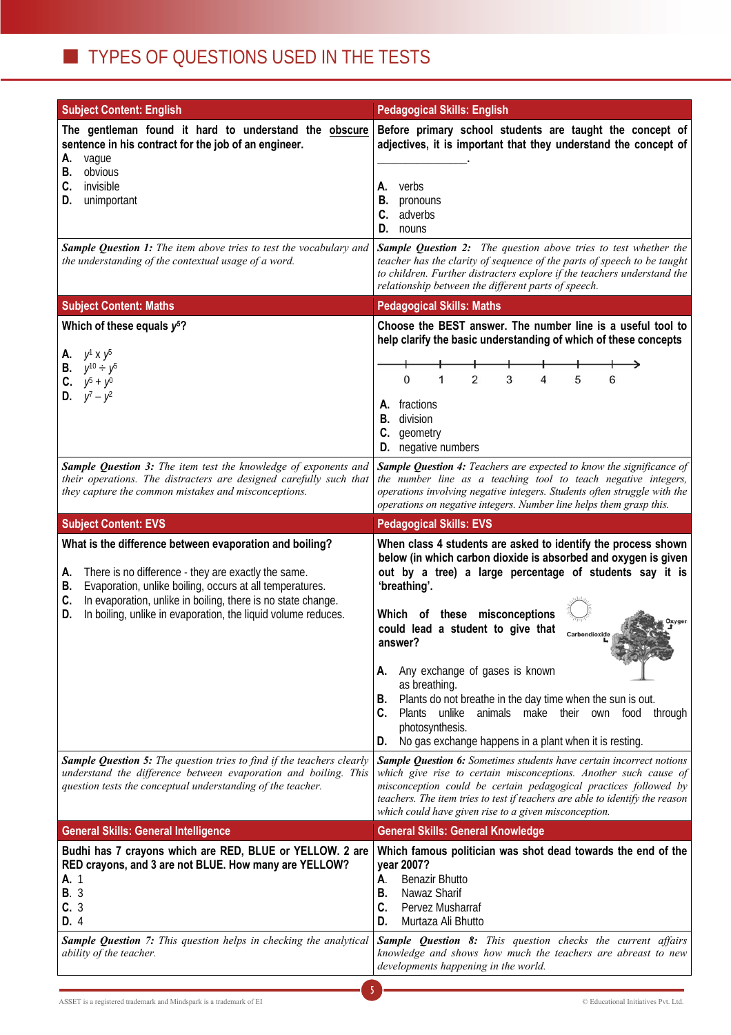## TYPES OF QUESTIONS USED IN THE TESTS

### Subject Content: English

**The gentleman found it hard to understand the <u>obscure</u> sentence in his contract for the job of an engineer.**

**A.** vague
**B.** obvious
**C.** invisible
**D.** unimportant

***Sample Question 1:*** *The item above tries to test the vocabulary and the understanding of the contextual usage of a word.*

### Pedagogical Skills: English

**Before primary school students are taught the concept of adjectives, it is important that they understand the concept of \_\_\_\_\_\_\_\_\_\_\_\_\_\_.**

**A.** verbs
**B.** pronouns
**C.** adverbs
**D.** nouns

***Sample Question 2:*** *The question above tries to test whether the teacher has the clarity of sequence of the parts of speech to be taught to children. Further distracters explore if the teachers understand the relationship between the different parts of speech.*

### Subject Content: Maths

**Which of these equals $y^5$?**

**A.** $y^1 \times y^5$
**B.** $y^{10} \div y^5$
**C.** $y^5 + y^0$
**D.** $y^7 - y^2$

***Sample Question 3:*** *The item test the knowledge of exponents and their operations. The distracters are designed carefully such that they capture the common mistakes and misconceptions.*

### Pedagogical Skills: Maths

**Choose the BEST answer. The number line is a useful tool to help clarify the basic understanding of which of these concepts**

0 1 2 3 4 5 6

**A.** fractions
**B.** division
**C.** geometry
**D.** negative numbers

***Sample Question 4:*** *Teachers are expected to know the significance of the number line as a teaching tool to teach negative integers, operations involving negative integers. Students often struggle with the operations on negative integers. Number line helps them grasp this.*

### Subject Content: EVS

**What is the difference between evaporation and boiling?**

**A.** There is no difference - they are exactly the same.
**B.** Evaporation, unlike boiling, occurs at all temperatures.
**C.** In evaporation, unlike in boiling, there is no state change.
**D.** In boiling, unlike in evaporation, the liquid volume reduces.

***Sample Question 5:*** *The question tries to find if the teachers clearly understand the difference between evaporation and boiling. This question tests the conceptual understanding of the teacher.*

### Pedagogical Skills: EVS

**When class 4 students are asked to identify the process shown below (in which carbon dioxide is absorbed and oxygen is given out by a tree) a large percentage of students say it is 'breathing'.**

**Which of these misconceptions could lead a student to give that answer?**

Carbondioxide — Oxygen

**A.** Any exchange of gases is known as breathing.
**B.** Plants do not breathe in the day time when the sun is out.
**C.** Plants unlike animals make their own food through photosynthesis.
**D.** No gas exchange happens in a plant when it is resting.

***Sample Question 6:*** *Sometimes students have certain incorrect notions which give rise to certain misconceptions. Another such cause of misconception could be certain pedagogical practices followed by teachers. The item tries to test if teachers are able to identify the reason which could have given rise to a given misconception.*

### General Skills: General Intelligence

**Budhi has 7 crayons which are RED, BLUE or YELLOW. 2 are RED crayons, and 3 are not BLUE. How many are YELLOW?**

**A.** 1
**B.** 3
**C.** 3
**D.** 4

***Sample Question 7:*** *This question helps in checking the analytical ability of the teacher.*

### General Skills: General Knowledge

**Which famous politician was shot dead towards the end of the year 2007?**

**A.** Benazir Bhutto
**B.** Nawaz Sharif
**C.** Pervez Musharraf
**D.** Murtaza Ali Bhutto

***Sample Question 8:*** *This question checks the current affairs knowledge and shows how much the teachers are abreast to new developments happening in the world.*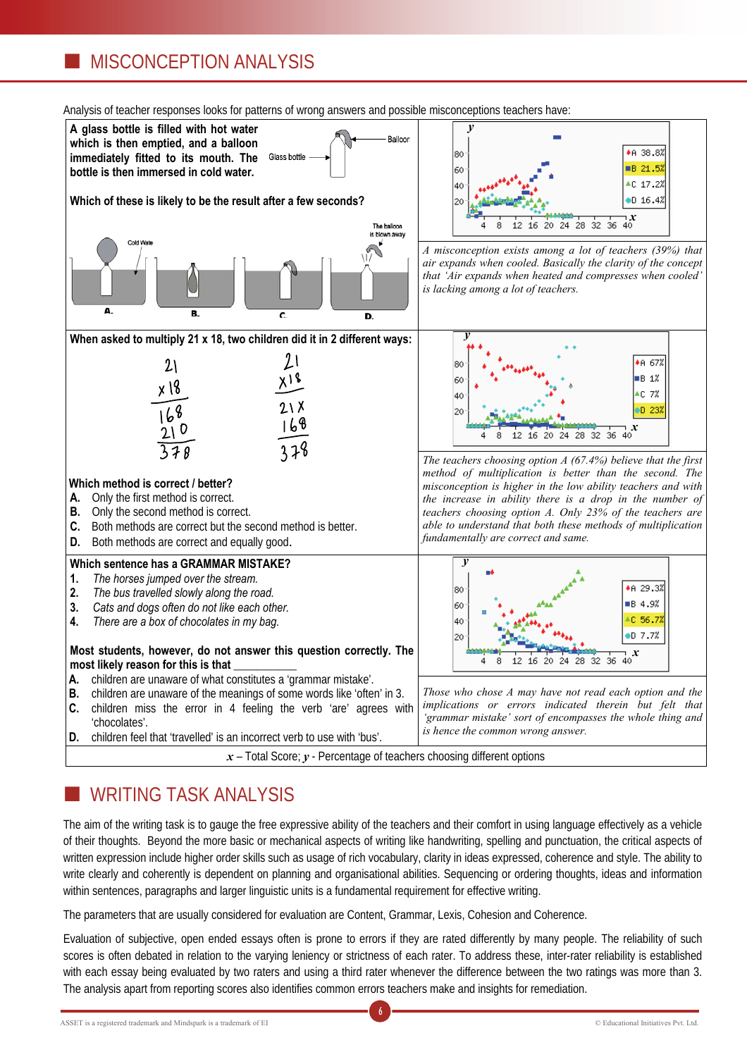## MISCONCEPTION ANALYSIS

Analysis of teacher responses looks for patterns of wrong answers and possible misconceptions teachers have:

**A glass bottle is filled with hot water which is then emptied, and a balloon immediately fitted to its mouth. The bottle is then immersed in cold water.**

**Which of these is likely to be the result after a few seconds?**

A. B. C. D.

| | |
|---|---|
| A 38.8% | B 21.5% |
| C 17.2% | D 16.4% |

*A misconception exists among a lot of teachers (39%) that air expands when cooled. Basically the clarity of the concept that 'Air expands when heated and compresses when cooled' is lacking among a lot of teachers.*

**When asked to multiply 21 x 18, two children did it in 2 different ways:**

```
  21          21
x 18         x18
 168         21x
 210         168
 378         378
```

**Which method is correct / better?**

**A.** Only the first method is correct.
**B.** Only the second method is correct.
**C.** Both methods are correct but the second method is better.
**D.** Both methods are correct and equally good.

| | |
|---|---|
| A 67% | B 1% |
| C 7% | D 23% |

*The teachers choosing option A (67.4%) believe that the first method of multiplication is better than the second. The misconception is higher in the low ability teachers and with the increase in ability there is a drop in the number of teachers choosing option A. Only 23% of the teachers are able to understand that both these methods of multiplication fundamentally are correct and same.*

**Which sentence has a GRAMMAR MISTAKE?**

**1.** *The horses jumped over the stream.*
**2.** *The bus travelled slowly along the road.*
**3.** *Cats and dogs often do not like each other.*
**4.** *There are a box of chocolates in my bag.*

**Most students, however, do not answer this question correctly. The most likely reason for this is that \_\_\_\_\_\_\_\_\_\_\_**

**A.** children are unaware of what constitutes a 'grammar mistake'.
**B.** children are unaware of the meanings of some words like 'often' in 3.
**C.** children miss the error in 4 feeling the verb 'are' agrees with 'chocolates'.
**D.** children feel that 'travelled' is an incorrect verb to use with 'bus'.

| | |
|---|---|
| A 29.3% | B 4.9% |
| C 56.7% | D 7.7% |

*Those who chose A may have not read each option and the implications or errors indicated therein but felt that 'grammar mistake' sort of encompasses the whole thing and is hence the common wrong answer.*

$x$ – Total Score; $y$ - Percentage of teachers choosing different options

## WRITING TASK ANALYSIS

The aim of the writing task is to gauge the free expressive ability of the teachers and their comfort in using language effectively as a vehicle of their thoughts. Beyond the more basic or mechanical aspects of writing like handwriting, spelling and punctuation, the critical aspects of written expression include higher order skills such as usage of rich vocabulary, clarity in ideas expressed, coherence and style. The ability to write clearly and coherently is dependent on planning and organisational abilities. Sequencing or ordering thoughts, ideas and information within sentences, paragraphs and larger linguistic units is a fundamental requirement for effective writing.

The parameters that are usually considered for evaluation are Content, Grammar, Lexis, Cohesion and Coherence.

Evaluation of subjective, open ended essays often is prone to errors if they are rated differently by many people. The reliability of such scores is often debated in relation to the varying leniency or strictness of each rater. To address these, inter-rater reliability is established with each essay being evaluated by two raters and using a third rater whenever the difference between the two ratings was more than 3. The analysis apart from reporting scores also identifies common errors teachers make and insights for remediation.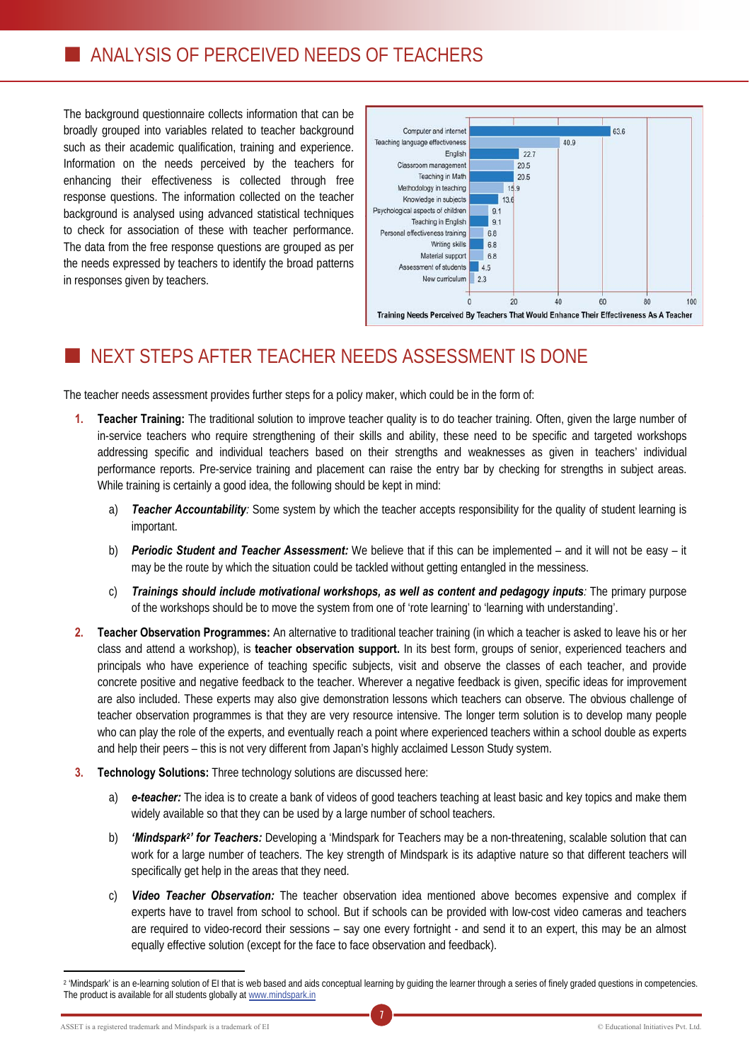## ANALYSIS OF PERCEIVED NEEDS OF TEACHERS

The background questionnaire collects information that can be broadly grouped into variables related to teacher background such as their academic qualification, training and experience. Information on the needs perceived by the teachers for enhancing their effectiveness is collected through free response questions. The information collected on the teacher background is analysed using advanced statistical techniques to check for association of these with teacher performance. The data from the free response questions are grouped as per the needs expressed by teachers to identify the broad patterns in responses given by teachers.

| Training Need | % |
|---|---|
| Computer and internet | 63.6 |
| Teaching language effectiveness | 40.9 |
| English | 22.7 |
| Classroom management | 20.5 |
| Teaching in Math | 20.5 |
| Methodology in teaching | 15.9 |
| Knowledge in subjects | 13.6 |
| Psychological aspects of children | 9.1 |
| Teaching in English | 9.1 |
| Personal effectiveness training | 6.8 |
| Writing skills | 6.8 |
| Material support | 6.8 |
| Assessment of students | 4.5 |
| New curriculum | 2.3 |

Training Needs Perceived By Teachers That Would Enhance Their Effectiveness As A Teacher

## NEXT STEPS AFTER TEACHER NEEDS ASSESSMENT IS DONE

The teacher needs assessment provides further steps for a policy maker, which could be in the form of:

1. **Teacher Training:** The traditional solution to improve teacher quality is to do teacher training. Often, given the large number of in-service teachers who require strengthening of their skills and ability, these need to be specific and targeted workshops addressing specific and individual teachers based on their strengths and weaknesses as given in teachers' individual performance reports. Pre-service training and placement can raise the entry bar by checking for strengths in subject areas. While training is certainly a good idea, the following should be kept in mind:

   a) ***Teacher Accountability****:* Some system by which the teacher accepts responsibility for the quality of student learning is important.

   b) ***Periodic Student and Teacher Assessment:*** We believe that if this can be implemented – and it will not be easy – it may be the route by which the situation could be tackled without getting entangled in the messiness.

   c) ***Trainings should include motivational workshops, as well as content and pedagogy inputs****:* The primary purpose of the workshops should be to move the system from one of 'rote learning' to 'learning with understanding'.

2. **Teacher Observation Programmes:** An alternative to traditional teacher training (in which a teacher is asked to leave his or her class and attend a workshop), is **teacher observation support.** In its best form, groups of senior, experienced teachers and principals who have experience of teaching specific subjects, visit and observe the classes of each teacher, and provide concrete positive and negative feedback to the teacher. Wherever a negative feedback is given, specific ideas for improvement are also included. These experts may also give demonstration lessons which teachers can observe. The obvious challenge of teacher observation programmes is that they are very resource intensive. The longer term solution is to develop many people who can play the role of the experts, and eventually reach a point where experienced teachers within a school double as experts and help their peers – this is not very different from Japan's highly acclaimed Lesson Study system.

3. **Technology Solutions:** Three technology solutions are discussed here:

   a) ***e-teacher:*** The idea is to create a bank of videos of good teachers teaching at least basic and key topics and make them widely available so that they can be used by a large number of school teachers.

   b) ***'Mindspark[2]' for Teachers:*** Developing a 'Mindspark for Teachers may be a non-threatening, scalable solution that can work for a large number of teachers. The key strength of Mindspark is its adaptive nature so that different teachers will specifically get help in the areas that they need.

   c) ***Video Teacher Observation:*** The teacher observation idea mentioned above becomes expensive and complex if experts have to travel from school to school. But if schools can be provided with low-cost video cameras and teachers are required to video-record their sessions – say one every fortnight - and send it to an expert, this may be an almost equally effective solution (except for the face to face observation and feedback).

---

[2] 'Mindspark' is an e-learning solution of EI that is web based and aids conceptual learning by guiding the learner through a series of finely graded questions in competencies. The product is available for all students globally at www.mindspark.in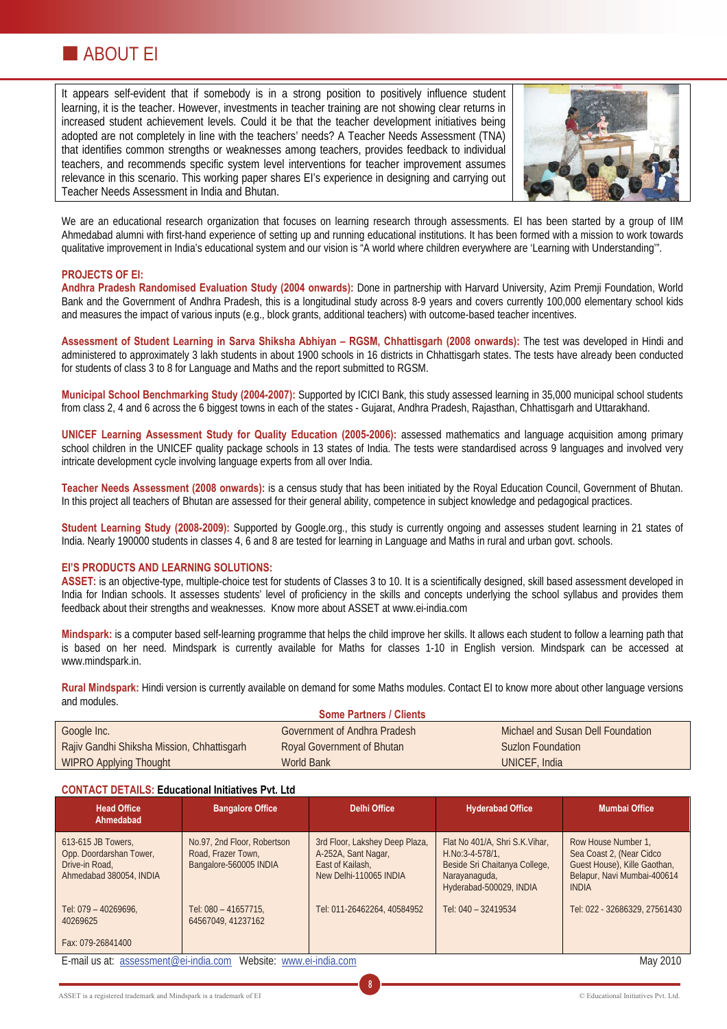# ABOUT EI

It appears self-evident that if somebody is in a strong position to positively influence student learning, it is the teacher. However, investments in teacher training are not showing clear returns in increased student achievement levels. Could it be that the teacher development initiatives being adopted are not completely in line with the teachers' needs? A Teacher Needs Assessment (TNA) that identifies common strengths or weaknesses among teachers, provides feedback to individual teachers, and recommends specific system level interventions for teacher improvement assumes relevance in this scenario. This working paper shares EI's experience in designing and carrying out Teacher Needs Assessment in India and Bhutan.

We are an educational research organization that focuses on learning research through assessments. EI has been started by a group of IIM Ahmedabad alumni with first-hand experience of setting up and running educational institutions. It has been formed with a mission to work towards qualitative improvement in India's educational system and our vision is "A world where children everywhere are 'Learning with Understanding'".

## PROJECTS OF EI:

**Andhra Pradesh Randomised Evaluation Study (2004 onwards):** Done in partnership with Harvard University, Azim Premji Foundation, World Bank and the Government of Andhra Pradesh, this is a longitudinal study across 8-9 years and covers currently 100,000 elementary school kids and measures the impact of various inputs (e.g., block grants, additional teachers) with outcome-based teacher incentives.

**Assessment of Student Learning in Sarva Shiksha Abhiyan – RGSM, Chhattisgarh (2008 onwards):** The test was developed in Hindi and administered to approximately 3 lakh students in about 1900 schools in 16 districts in Chhattisgarh states. The tests have already been conducted for students of class 3 to 8 for Language and Maths and the report submitted to RGSM.

**Municipal School Benchmarking Study (2004-2007):** Supported by ICICI Bank, this study assessed learning in 35,000 municipal school students from class 2, 4 and 6 across the 6 biggest towns in each of the states - Gujarat, Andhra Pradesh, Rajasthan, Chhattisgarh and Uttarakhand.

**UNICEF Learning Assessment Study for Quality Education (2005-2006):** assessed mathematics and language acquisition among primary school children in the UNICEF quality package schools in 13 states of India. The tests were standardised across 9 languages and involved very intricate development cycle involving language experts from all over India.

**Teacher Needs Assessment (2008 onwards):** is a census study that has been initiated by the Royal Education Council, Government of Bhutan. In this project all teachers of Bhutan are assessed for their general ability, competence in subject knowledge and pedagogical practices.

**Student Learning Study (2008-2009):** Supported by Google.org., this study is currently ongoing and assesses student learning in 21 states of India. Nearly 190000 students in classes 4, 6 and 8 are tested for learning in Language and Maths in rural and urban govt. schools.

## EI'S PRODUCTS AND LEARNING SOLUTIONS:

**ASSET:** is an objective-type, multiple-choice test for students of Classes 3 to 10. It is a scientifically designed, skill based assessment developed in India for Indian schools. It assesses students' level of proficiency in the skills and concepts underlying the school syllabus and provides them feedback about their strengths and weaknesses. Know more about ASSET at www.ei-india.com

**Mindspark:** is a computer based self-learning programme that helps the child improve her skills. It allows each student to follow a learning path that is based on her need. Mindspark is currently available for Maths for classes 1-10 in English version. Mindspark can be accessed at www.mindspark.in.

**Rural Mindspark:** Hindi version is currently available on demand for some Maths modules. Contact EI to know more about other language versions and modules.

**Some Partners / Clients**

| | | |
|---|---|---|
| Google Inc. | Government of Andhra Pradesh | Michael and Susan Dell Foundation |
| Rajiv Gandhi Shiksha Mission, Chhattisgarh | Royal Government of Bhutan | Suzlon Foundation |
| WIPRO Applying Thought | World Bank | UNICEF, India |

**CONTACT DETAILS: Educational Initiatives Pvt. Ltd**

| Head Office Ahmedabad | Bangalore Office | Delhi Office | Hyderabad Office | Mumbai Office |
|---|---|---|---|---|
| 613-615 JB Towers, Opp. Doordarshan Tower, Drive-in Road, Ahmedabad 380054, INDIA | No.97, 2nd Floor, Robertson Road, Frazer Town, Bangalore-560005 INDIA | 3rd Floor, Lakshey Deep Plaza, A-252A, Sant Nagar, East of Kailash, New Delhi-110065 INDIA | Flat No 401/A, Shri S.K.Vihar, H.No:3-4-578/1, Beside Sri Chaitanya College, Narayanaguda, Hyderabad-500029, INDIA | Row House Number 1, Sea Coast 2, (Near Cidco Guest House), Kille Gaothan, Belapur, Navi Mumbai-400614 INDIA |
| Tel: 079 – 40269696, 40269625<br>Fax: 079-26841400 | Tel: 080 – 41657715, 64567049, 41237162 | Tel: 011-26462264, 40584952 | Tel: 040 – 32419534 | Tel: 022 - 32686329, 27561430 |

E-mail us at: assessment@ei-india.com Website: www.ei-india.com

May 2010

ASSET is a registered trademark and Mindspark is a trademark of EI

© Educational Initiatives Pvt. Ltd.